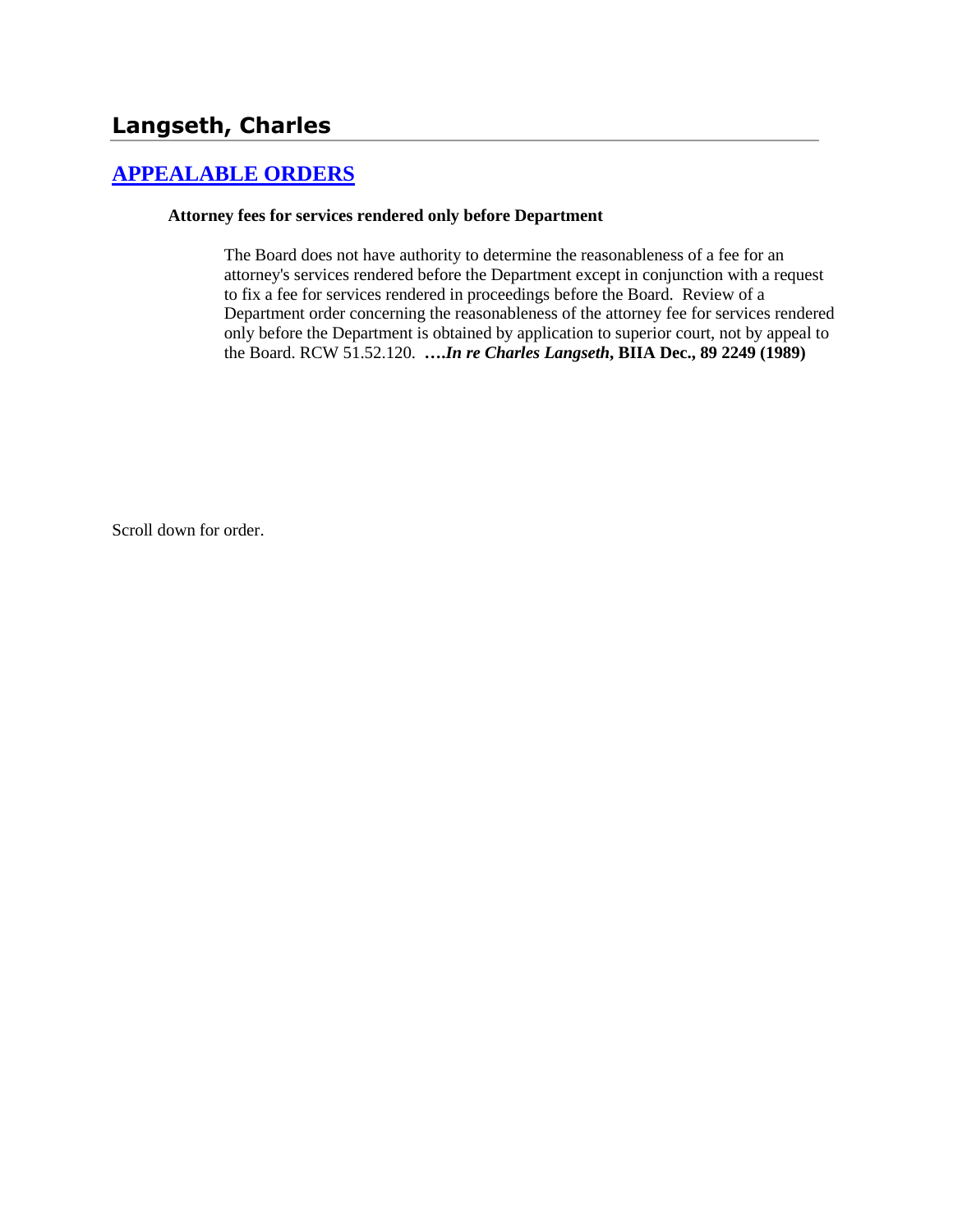# Langseth, Charles

## APPEALABLE ORDERS

**Attorney fees for services rendered only before Department**

> The Board does not have authority to determine the reasonableness of a fee for an attorney's services rendered before the Department except in conjunction with a request to fix a fee for services rendered in proceedings before the Board. Review of a Department order concerning the reasonableness of the attorney fee for services rendered only before the Department is obtained by application to superior court, not by appeal to the Board. RCW 51.52.120. ***….In re Charles Langseth*, BIIA Dec., 89 2249 (1989)**

Scroll down for order.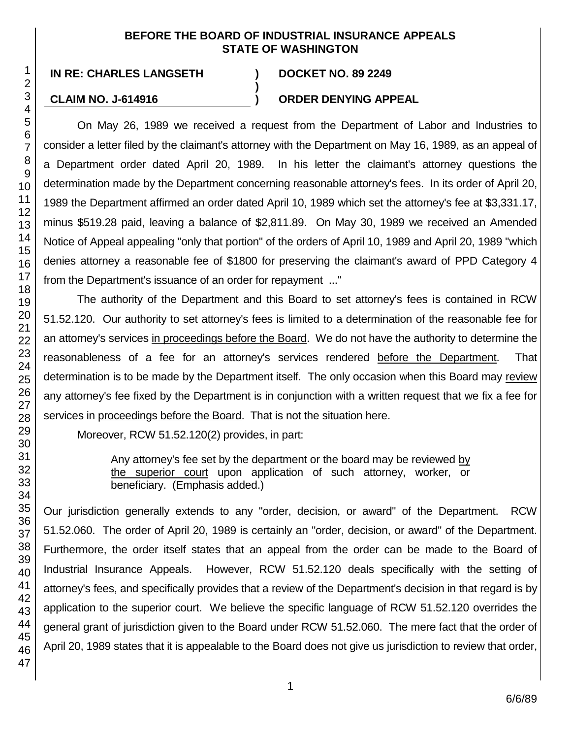**BEFORE THE BOARD OF INDUSTRIAL INSURANCE APPEALS STATE OF WASHINGTON**

**IN RE: CHARLES LANGSETH** ) **DOCKET NO. 89 2249**
)
**CLAIM NO. J-614916** ) **ORDER DENYING APPEAL**

On May 26, 1989 we received a request from the Department of Labor and Industries to consider a letter filed by the claimant's attorney with the Department on May 16, 1989, as an appeal of a Department order dated April 20, 1989. In his letter the claimant's attorney questions the determination made by the Department concerning reasonable attorney's fees. In its order of April 20, 1989 the Department affirmed an order dated April 10, 1989 which set the attorney's fee at $3,331.17, minus $519.28 paid, leaving a balance of $2,811.89. On May 30, 1989 we received an Amended Notice of Appeal appealing "only that portion" of the orders of April 10, 1989 and April 20, 1989 "which denies attorney a reasonable fee of $1800 for preserving the claimant's award of PPD Category 4 from the Department's issuance of an order for repayment ..."

The authority of the Department and this Board to set attorney's fees is contained in RCW 51.52.120. Our authority to set attorney's fees is limited to a determination of the reasonable fee for an attorney's services in proceedings before the Board. We do not have the authority to determine the reasonableness of a fee for an attorney's services rendered before the Department. That determination is to be made by the Department itself. The only occasion when this Board may review any attorney's fee fixed by the Department is in conjunction with a written request that we fix a fee for services in proceedings before the Board. That is not the situation here.

Moreover, RCW 51.52.120(2) provides, in part:

> Any attorney's fee set by the department or the board may be reviewed by the superior court upon application of such attorney, worker, or beneficiary. (Emphasis added.)

Our jurisdiction generally extends to any "order, decision, or award" of the Department. RCW 51.52.060. The order of April 20, 1989 is certainly an "order, decision, or award" of the Department. Furthermore, the order itself states that an appeal from the order can be made to the Board of Industrial Insurance Appeals. However, RCW 51.52.120 deals specifically with the setting of attorney's fees, and specifically provides that a review of the Department's decision in that regard is by application to the superior court. We believe the specific language of RCW 51.52.120 overrides the general grant of jurisdiction given to the Board under RCW 51.52.060. The mere fact that the order of April 20, 1989 states that it is appealable to the Board does not give us jurisdiction to review that order,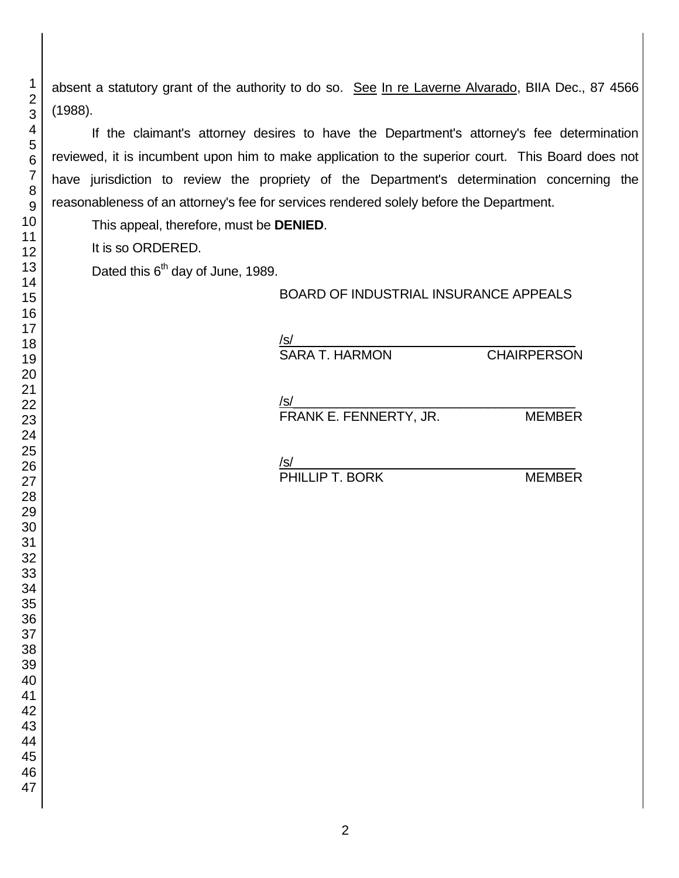absent a statutory grant of the authority to do so. See In re Laverne Alvarado, BIIA Dec., 87 4566 (1988).

If the claimant's attorney desires to have the Department's attorney's fee determination reviewed, it is incumbent upon him to make application to the superior court. This Board does not have jurisdiction to review the propriety of the Department's determination concerning the reasonableness of an attorney's fee for services rendered solely before the Department.

This appeal, therefore, must be **DENIED**.

It is so ORDERED.

Dated this 6th day of June, 1989.

BOARD OF INDUSTRIAL INSURANCE APPEALS

/s/
SARA T. HARMON CHAIRPERSON

/s/
FRANK E. FENNERTY, JR. MEMBER

/s/
PHILLIP T. BORK MEMBER